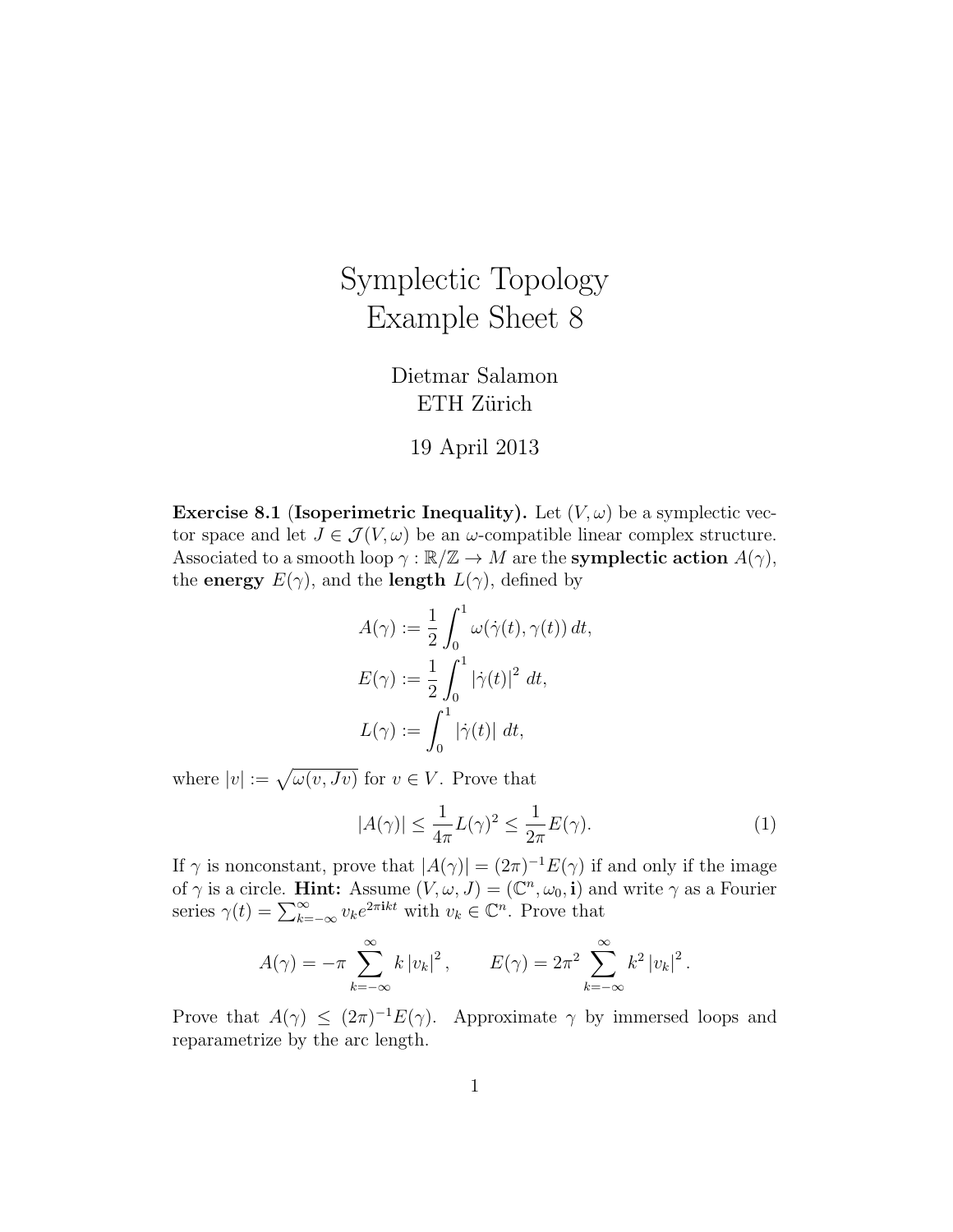# Symplectic Topology
## Example Sheet 8

Dietmar Salamon
ETH Zürich

19 April 2013

**Exercise 8.1 (Isoperimetric Inequality).** Let $(V, \omega)$ be a symplectic vector space and let $J \in \mathcal{J}(V, \omega)$ be an $\omega$-compatible linear complex structure. Associated to a smooth loop $\gamma : \mathbb{R}/\mathbb{Z} \to M$ are the **symplectic action** $A(\gamma)$, the **energy** $E(\gamma)$, and the **length** $L(\gamma)$, defined by

$$A(\gamma) := \frac{1}{2} \int_0^1 \omega(\dot{\gamma}(t), \gamma(t))\, dt,$$

$$E(\gamma) := \frac{1}{2} \int_0^1 |\dot{\gamma}(t)|^2 \, dt,$$

$$L(\gamma) := \int_0^1 |\dot{\gamma}(t)| \, dt,$$

where $|v| := \sqrt{\omega(v, Jv)}$ for $v \in V$. Prove that

$$|A(\gamma)| \le \frac{1}{4\pi} L(\gamma)^2 \le \frac{1}{2\pi} E(\gamma). \tag{1}$$

If $\gamma$ is nonconstant, prove that $|A(\gamma)| = (2\pi)^{-1} E(\gamma)$ if and only if the image of $\gamma$ is a circle. **Hint:** Assume $(V, \omega, J) = (\mathbb{C}^n, \omega_0, \mathbf{i})$ and write $\gamma$ as a Fourier series $\gamma(t) = \sum_{k=-\infty}^{\infty} v_k e^{2\pi \mathbf{i} k t}$ with $v_k \in \mathbb{C}^n$. Prove that

$$A(\gamma) = -\pi \sum_{k=-\infty}^{\infty} k\, |v_k|^2, \qquad E(\gamma) = 2\pi^2 \sum_{k=-\infty}^{\infty} k^2\, |v_k|^2.$$

Prove that $A(\gamma) \le (2\pi)^{-1} E(\gamma)$. Approximate $\gamma$ by immersed loops and reparametrize by the arc length.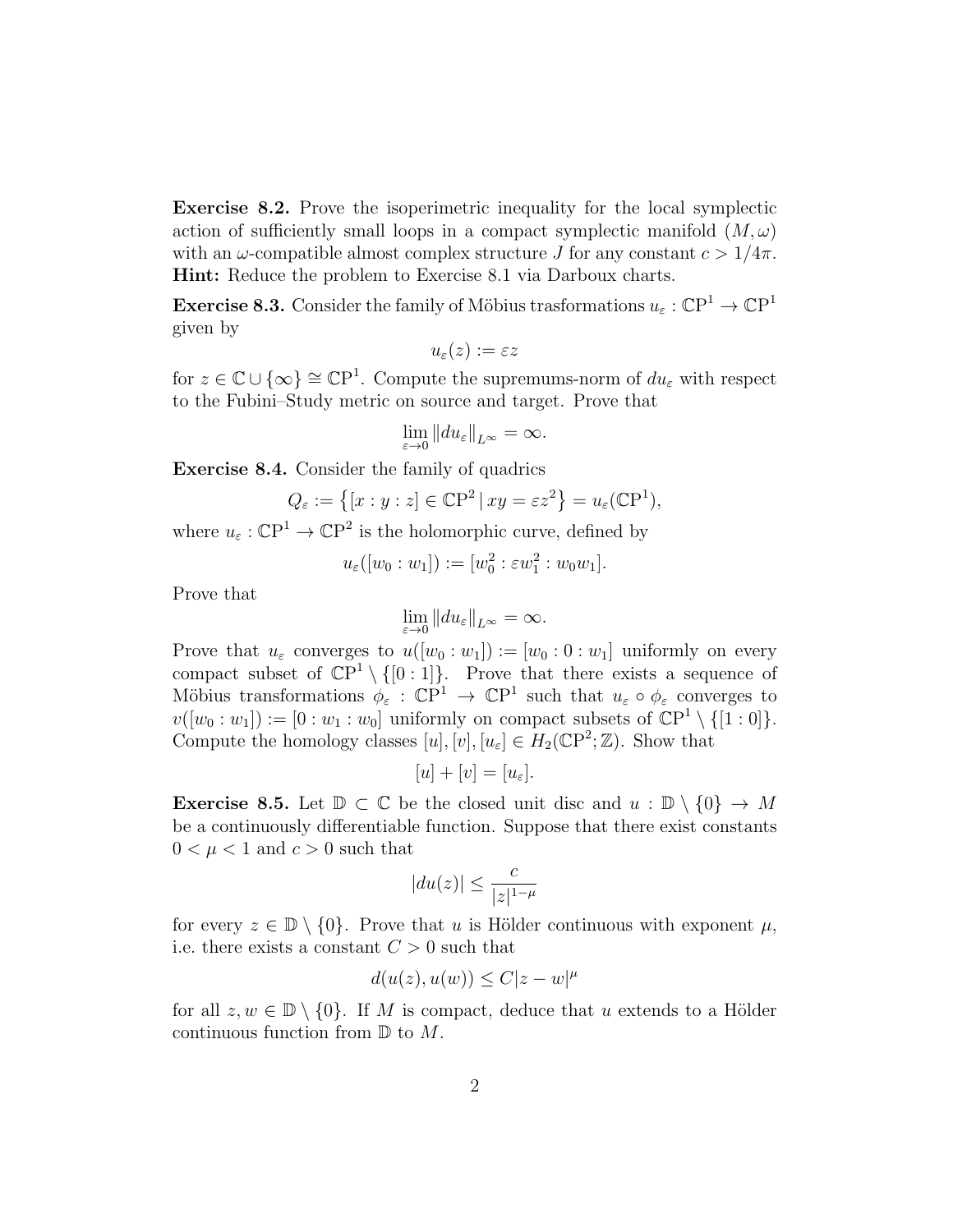**Exercise 8.2.** Prove the isoperimetric inequality for the local symplectic action of sufficiently small loops in a compact symplectic manifold $(M, \omega)$ with an $\omega$-compatible almost complex structure $J$ for any constant $c > 1/4\pi$.
**Hint:** Reduce the problem to Exercise 8.1 via Darboux charts.

**Exercise 8.3.** Consider the family of Möbius trasformations $u_\varepsilon : \mathbb{CP}^1 \to \mathbb{CP}^1$ given by

$$u_\varepsilon(z) := \varepsilon z$$

for $z \in \mathbb{C} \cup \{\infty\} \cong \mathbb{CP}^1$. Compute the supremums-norm of $du_\varepsilon$ with respect to the Fubini–Study metric on source and target. Prove that

$$\lim_{\varepsilon \to 0} \|du_\varepsilon\|_{L^\infty} = \infty.$$

**Exercise 8.4.** Consider the family of quadrics

$$Q_\varepsilon := \left\{[x : y : z] \in \mathbb{CP}^2 \,|\, xy = \varepsilon z^2\right\} = u_\varepsilon(\mathbb{CP}^1),$$

where $u_\varepsilon : \mathbb{CP}^1 \to \mathbb{CP}^2$ is the holomorphic curve, defined by

$$u_\varepsilon([w_0 : w_1]) := [w_0^2 : \varepsilon w_1^2 : w_0 w_1].$$

Prove that

$$\lim_{\varepsilon \to 0} \|du_\varepsilon\|_{L^\infty} = \infty.$$

Prove that $u_\varepsilon$ converges to $u([w_0 : w_1]) := [w_0 : 0 : w_1]$ uniformly on every compact subset of $\mathbb{CP}^1 \setminus \{[0 : 1]\}$. Prove that there exists a sequence of Möbius transformations $\phi_\varepsilon : \mathbb{CP}^1 \to \mathbb{CP}^1$ such that $u_\varepsilon \circ \phi_\varepsilon$ converges to $v([w_0 : w_1]) := [0 : w_1 : w_0]$ uniformly on compact subsets of $\mathbb{CP}^1 \setminus \{[1 : 0]\}$. Compute the homology classes $[u], [v], [u_\varepsilon] \in H_2(\mathbb{CP}^2; \mathbb{Z})$. Show that

$$[u] + [v] = [u_\varepsilon].$$

**Exercise 8.5.** Let $\mathbb{D} \subset \mathbb{C}$ be the closed unit disc and $u : \mathbb{D} \setminus \{0\} \to M$ be a continuously differentiable function. Suppose that there exist constants $0 < \mu < 1$ and $c > 0$ such that

$$|du(z)| \leq \frac{c}{|z|^{1-\mu}}$$

for every $z \in \mathbb{D} \setminus \{0\}$. Prove that $u$ is Hölder continuous with exponent $\mu$, i.e. there exists a constant $C > 0$ such that

$$d(u(z), u(w)) \leq C|z - w|^\mu$$

for all $z, w \in \mathbb{D} \setminus \{0\}$. If $M$ is compact, deduce that $u$ extends to a Hölder continuous function from $\mathbb{D}$ to $M$.